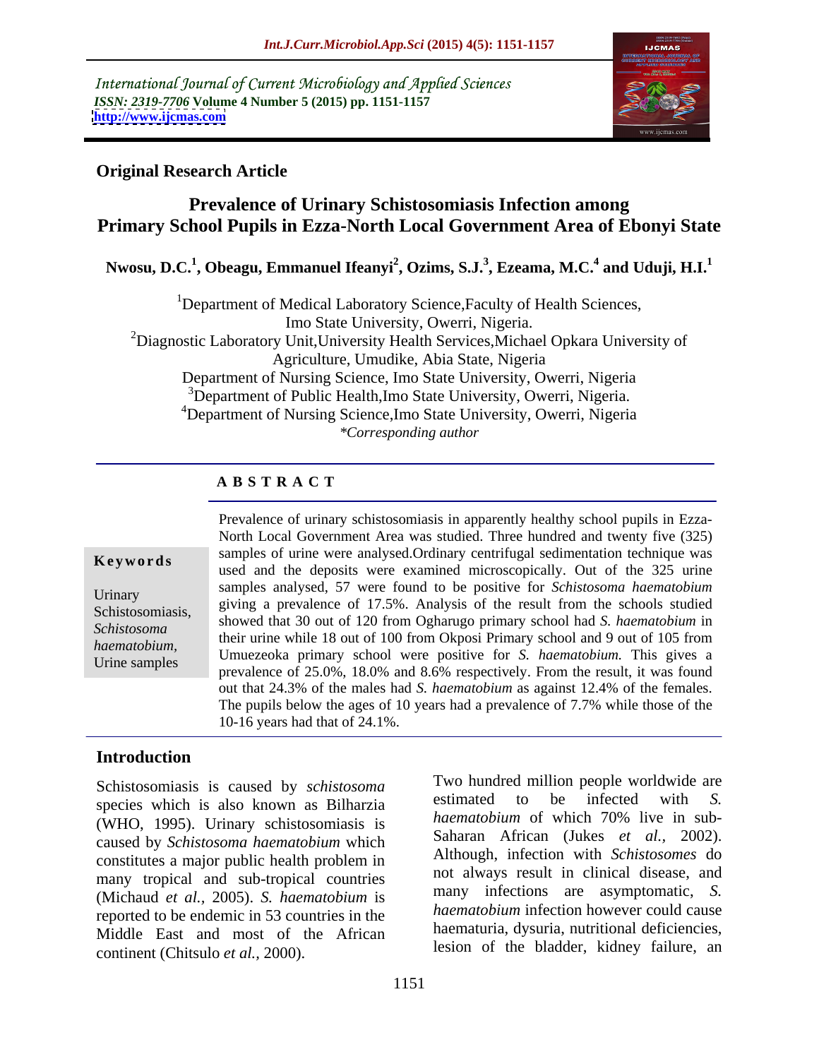International Journal of Current Microbiology and Applied Sciences
*ISSN: 2319-7706* **Volume 4 Number 5 (2015) pp. 1151-1157**
**http://www.ijcmas.com**

**Original Research Article**

# Prevalence of Urinary Schistosomiasis Infection among Primary School Pupils in Ezza-North Local Government Area of Ebonyi State

**Nwosu, D.C.[1], Obeagu, Emmanuel Ifeanyi[2], Ozims, S.J.[3], Ezeama, M.C.[4] and Uduji, H.I.[1]**

[1]Department of Medical Laboratory Science,Faculty of Health Sciences, Imo State University, Owerri, Nigeria.
[2]Diagnostic Laboratory Unit,University Health Services,Michael Opkara University of Agriculture, Umudike, Abia State, Nigeria
Department of Nursing Science, Imo State University, Owerri, Nigeria
[3]Department of Public Health,Imo State University, Owerri, Nigeria.
[4]Department of Nursing Science,Imo State University, Owerri, Nigeria
*\*Corresponding author*

## ABSTRACT

**Keywords**

Urinary Schistosomiasis, *Schistosoma haematobium*, Urine samples

Prevalence of urinary schistosomiasis in apparently healthy school pupils in Ezza-North Local Government Area was studied. Three hundred and twenty five (325) samples of urine were analysed.Ordinary centrifugal sedimentation technique was used and the deposits were examined microscopically. Out of the 325 urine samples analysed, 57 were found to be positive for *Schistosoma haematobium* giving a prevalence of 17.5%. Analysis of the result from the schools studied showed that 30 out of 120 from Ogharugo primary school had *S. haematobium* in their urine while 18 out of 100 from Okposi Primary school and 9 out of 105 from Umuezeoka primary school were positive for *S. haematobium.* This gives a prevalence of 25.0%, 18.0% and 8.6% respectively. From the result, it was found out that 24.3% of the males had *S. haematobium* as against 12.4% of the females. The pupils below the ages of 10 years had a prevalence of 7.7% while those of the 10-16 years had that of 24.1%.

## Introduction

Schistosomiasis is caused by *schistosoma* species which is also known as Bilharzia (WHO, 1995). Urinary schistosomiasis is caused by *Schistosoma haematobium* which constitutes a major public health problem in many tropical and sub-tropical countries (Michaud *et al.*, 2005). *S. haematobium* is reported to be endemic in 53 countries in the Middle East and most of the African continent (Chitsulo *et al.,* 2000).

Two hundred million people worldwide are estimated to be infected with *S. haematobium* of which 70% live in sub-Saharan African (Jukes *et al.*, 2002). Although, infection with *Schistosomes* do not always result in clinical disease, and many infections are asymptomatic, *S. haematobium* infection however could cause haematuria, dysuria, nutritional deficiencies, lesion of the bladder, kidney failure, an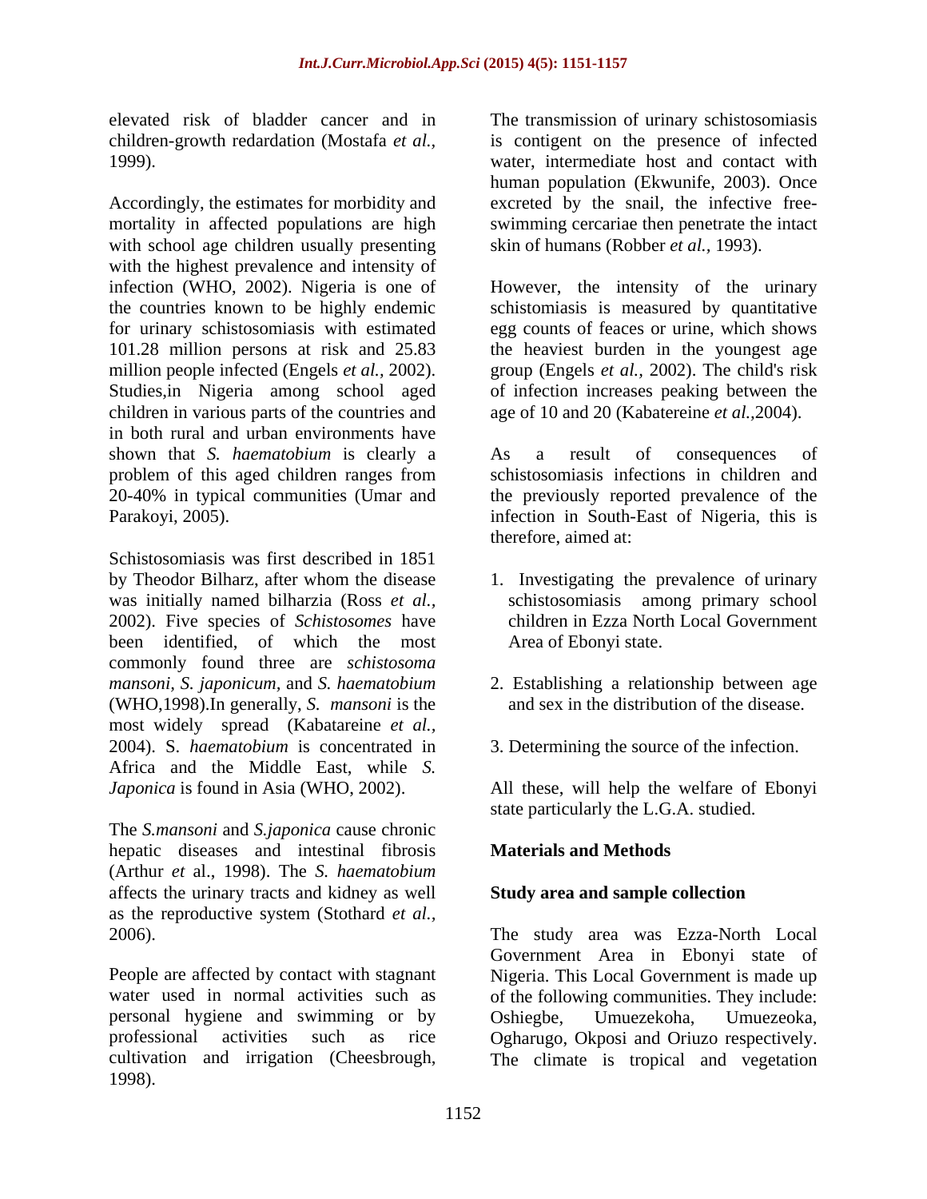elevated risk of bladder cancer and in children-growth redardation (Mostafa *et al.,* 1999).

Accordingly, the estimates for morbidity and mortality in affected populations are high with school age children usually presenting with the highest prevalence and intensity of infection (WHO, 2002). Nigeria is one of the countries known to be highly endemic for urinary schistosomiasis with estimated 101.28 million persons at risk and 25.83 million people infected (Engels *et al.,* 2002). Studies,in Nigeria among school aged children in various parts of the countries and in both rural and urban environments have shown that *S. haematobium* is clearly a problem of this aged children ranges from 20-40% in typical communities (Umar and Parakoyi, 2005).

Schistosomiasis was first described in 1851 by Theodor Bilharz, after whom the disease was initially named bilharzia (Ross *et al.,* 2002). Five species of *Schistosomes* have been identified, of which the most commonly found three are *schistosoma mansoni, S. japonicum,* and *S. haematobium* (WHO,1998).In generally, *S. mansoni* is the most widely spread (Kabatareine *et al.,* 2004). S. *haematobium* is concentrated in Africa and the Middle East, while *S. Japonica* is found in Asia (WHO, 2002).

The *S.mansoni* and *S.japonica* cause chronic hepatic diseases and intestinal fibrosis (Arthur *et* al., 1998). The *S. haematobium* affects the urinary tracts and kidney as well as the reproductive system (Stothard *et al.,* 2006).

People are affected by contact with stagnant water used in normal activities such as personal hygiene and swimming or by professional activities such as rice cultivation and irrigation (Cheesbrough, 1998).

The transmission of urinary schistosomiasis is contigent on the presence of infected water, intermediate host and contact with human population (Ekwunife, 2003). Once excreted by the snail, the infective free-swimming cercariae then penetrate the intact skin of humans (Robber *et al.,* 1993).

However, the intensity of the urinary schistomiasis is measured by quantitative egg counts of feaces or urine, which shows the heaviest burden in the youngest age group (Engels *et al.,* 2002). The child's risk of infection increases peaking between the age of 10 and 20 (Kabatereine *et al.,*2004).

As a result of consequences of schistosomiasis infections in children and the previously reported prevalence of the infection in South-East of Nigeria, this is therefore, aimed at:

1. Investigating the prevalence of urinary schistosomiasis among primary school children in Ezza North Local Government Area of Ebonyi state.

2. Establishing a relationship between age and sex in the distribution of the disease.

3. Determining the source of the infection.

All these, will help the welfare of Ebonyi state particularly the L.G.A. studied.

## Materials and Methods

### Study area and sample collection

The study area was Ezza-North Local Government Area in Ebonyi state of Nigeria. This Local Government is made up of the following communities. They include: Oshiegbe, Umuezekoha, Umuezeoka, Ogharugo, Okposi and Oriuzo respectively. The climate is tropical and vegetation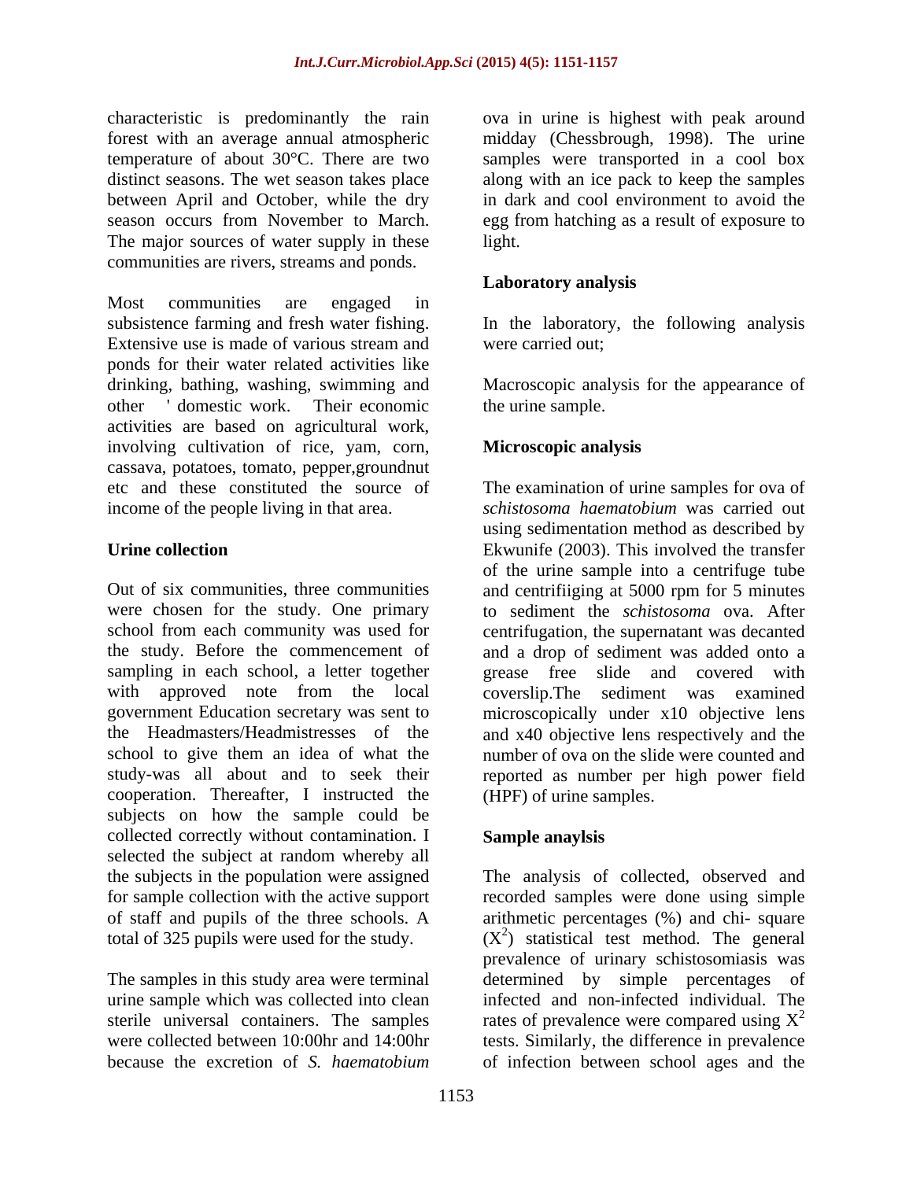characteristic is predominantly the rain forest with an average annual atmospheric temperature of about 30°C. There are two distinct seasons. The wet season takes place between April and October, while the dry season occurs from November to March. The major sources of water supply in these communities are rivers, streams and ponds.

Most communities are engaged in subsistence farming and fresh water fishing. Extensive use is made of various stream and ponds for their water related activities like drinking, bathing, washing, swimming and other ' domestic work. Their economic activities are based on agricultural work, involving cultivation of rice, yam, corn, cassava, potatoes, tomato, pepper,groundnut etc and these constituted the source of income of the people living in that area.

**Urine collection**

Out of six communities, three communities were chosen for the study. One primary school from each community was used for the study. Before the commencement of sampling in each school, a letter together with approved note from the local government Education secretary was sent to the Headmasters/Headmistresses of the school to give them an idea of what the study-was all about and to seek their cooperation. Thereafter, I instructed the subjects on how the sample could be collected correctly without contamination. I selected the subject at random whereby all the subjects in the population were assigned for sample collection with the active support of staff and pupils of the three schools. A total of 325 pupils were used for the study.

The samples in this study area were terminal urine sample which was collected into clean sterile universal containers. The samples were collected between 10:00hr and 14:00hr because the excretion of *S. haematobium* ova in urine is highest with peak around midday (Chessbrough, 1998). The urine samples were transported in a cool box along with an ice pack to keep the samples in dark and cool environment to avoid the egg from hatching as a result of exposure to light.

**Laboratory analysis**

In the laboratory, the following analysis were carried out;

Macroscopic analysis for the appearance of the urine sample.

**Microscopic analysis**

The examination of urine samples for ova of *schistosoma haematobium* was carried out using sedimentation method as described by Ekwunife (2003). This involved the transfer of the urine sample into a centrifuge tube and centrifiiging at 5000 rpm for 5 minutes to sediment the *schistosoma* ova. After centrifugation, the supernatant was decanted and a drop of sediment was added onto a grease free slide and covered with coverslip.The sediment was examined microscopically under x10 objective lens and x40 objective lens respectively and the number of ova on the slide were counted and reported as number per high power field (HPF) of urine samples.

**Sample anaylsis**

The analysis of collected, observed and recorded samples were done using simple arithmetic percentages (%) and chi- square ($X^2$) statistical test method. The general prevalence of urinary schistosomiasis was determined by simple percentages of infected and non-infected individual. The rates of prevalence were compared using $X^2$ tests. Similarly, the difference in prevalence of infection between school ages and the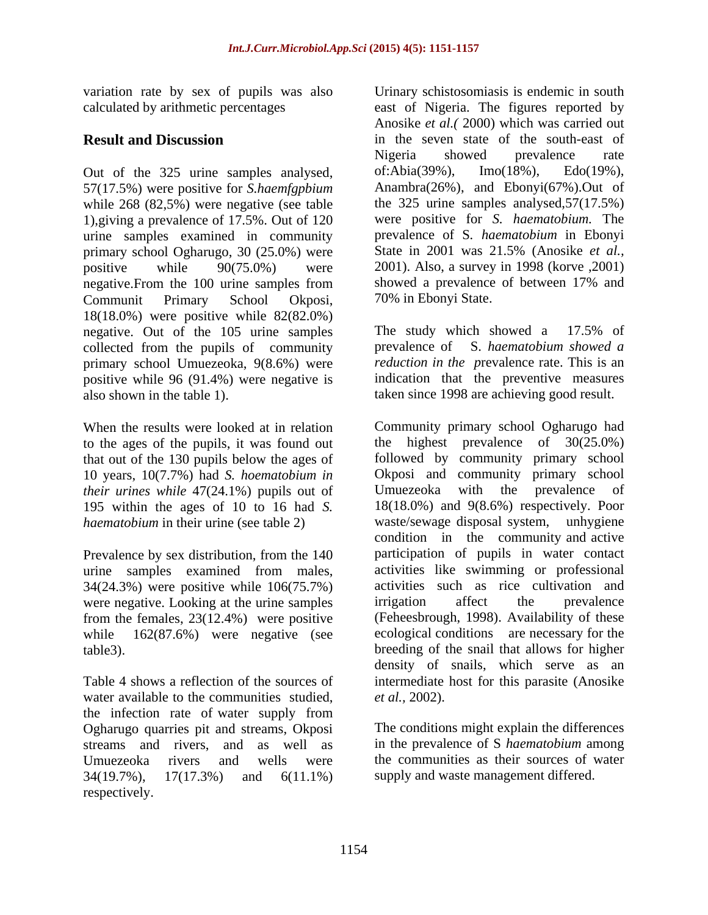variation rate by sex of pupils was also calculated by arithmetic percentages

## Result and Discussion

Out of the 325 urine samples analysed, 57(17.5%) were positive for *S.haemfgpbium* while 268 (82,5%) were negative (see table 1),giving a prevalence of 17.5%. Out of 120 urine samples examined in community primary school Ogharugo, 30 (25.0%) were positive while 90(75.0%) were negative.From the 100 urine samples from Communit Primary School Okposi, 18(18.0%) were positive while 82(82.0%) negative. Out of the 105 urine samples collected from the pupils of community primary school Umuezeoka, 9(8.6%) were positive while 96 (91.4%) were negative is also shown in the table 1).

When the results were looked at in relation to the ages of the pupils, it was found out that out of the 130 pupils below the ages of 10 years, 10(7.7%) had *S. hoematobium in their urines while* 47(24.1%) pupils out of 195 within the ages of 10 to 16 had *S. haematobium* in their urine (see table 2)

Prevalence by sex distribution, from the 140 urine samples examined from males, 34(24.3%) were positive while 106(75.7%) were negative. Looking at the urine samples from the females, 23(12.4%) were positive while 162(87.6%) were negative (see table3).

Table 4 shows a reflection of the sources of water available to the communities studied, the infection rate of water supply from Ogharugo quarries pit and streams, Okposi streams and rivers, and as well as Umuezeoka rivers and wells were 34(19.7%), 17(17.3%) and 6(11.1%) respectively.

Urinary schistosomiasis is endemic in south east of Nigeria. The figures reported by Anosike *et al.(* 2000) which was carried out in the seven state of the south-east of Nigeria showed prevalence rate of:Abia(39%), Imo(18%), Edo(19%), Anambra(26%), and Ebonyi(67%).Out of the 325 urine samples analysed,57(17.5%) were positive for *S. haematobium.* The prevalence of S. *haematobium* in Ebonyi State in 2001 was 21.5% (Anosike *et al.,* 2001). Also, a survey in 1998 (korve ,2001) showed a prevalence of between 17% and 70% in Ebonyi State.

The study which showed a 17.5% of prevalence of S. *haematobium showed a reduction in the* prevalence rate. This is an indication that the preventive measures taken since 1998 are achieving good result.

Community primary school Ogharugo had the highest prevalence of 30(25.0%) followed by community primary school Okposi and community primary school Umuezeoka with the prevalence of 18(18.0%) and 9(8.6%) respectively. Poor waste/sewage disposal system, unhygiene condition in the community and active participation of pupils in water contact activities like swimming or professional activities such as rice cultivation and irrigation affect the prevalence (Feheesbrough, 1998). Availability of these ecological conditions are necessary for the breeding of the snail that allows for higher density of snails, which serve as an intermediate host for this parasite (Anosike *et al.,* 2002).

The conditions might explain the differences in the prevalence of S *haematobium* among the communities as their sources of water supply and waste management differed.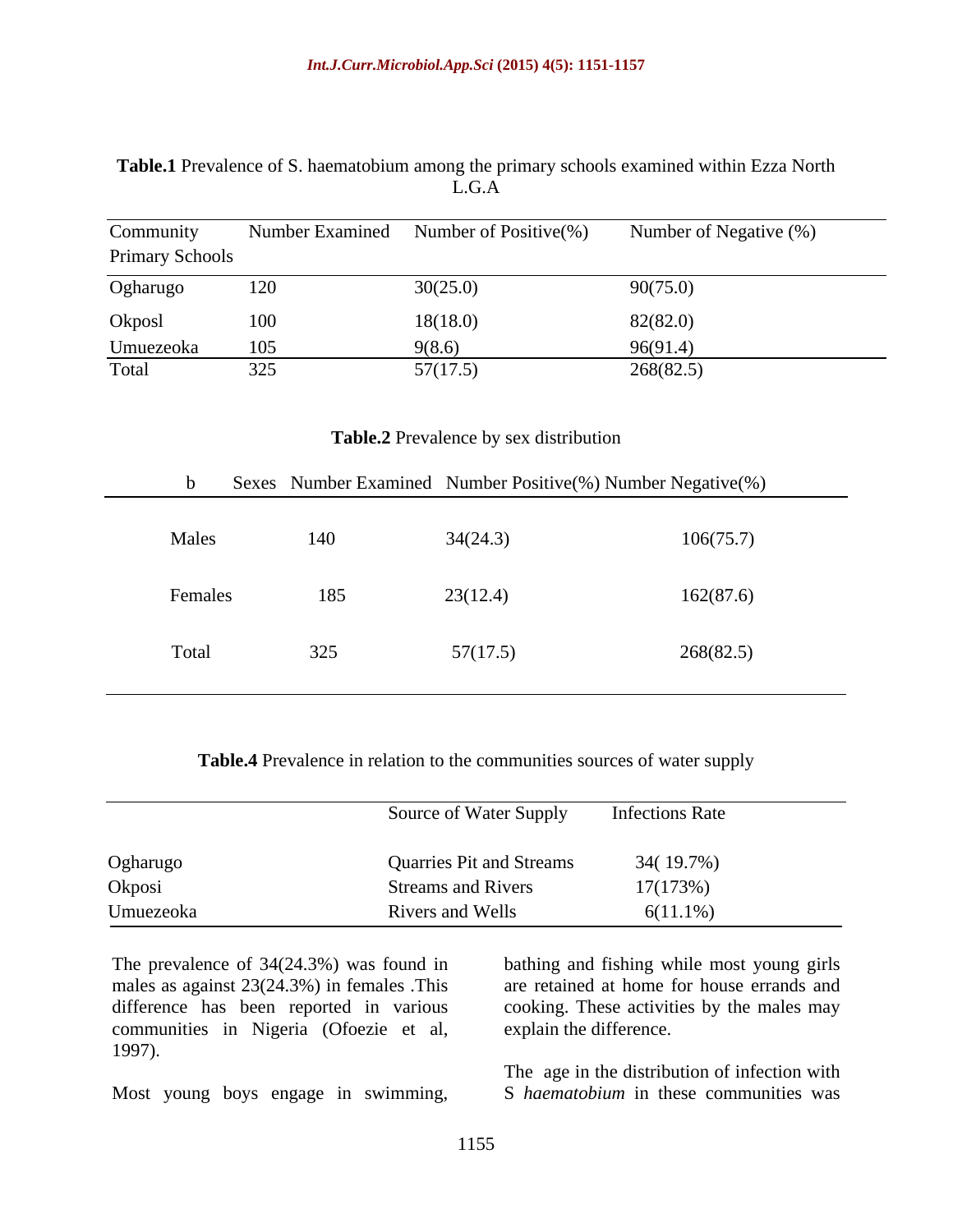**Table.1** Prevalence of S. haematobium among the primary schools examined within Ezza North L.G.A

| Community Primary Schools | Number Examined | Number of Positive(%) | Number of Negative (%) |
|---|---|---|---|
| Ogharugo | 120 | 30(25.0) | 90(75.0) |
| Okposl | 100 | 18(18.0) | 82(82.0) |
| Umuezeoka | 105 | 9(8.6) | 96(91.4) |
| Total | 325 | 57(17.5) | 268(82.5) |

**Table.2** Prevalence by sex distribution

| b Sexes | Number Examined | Number Positive(%) | Number Negative(%) |
|---|---|---|---|
| Males | 140 | 34(24.3) | 106(75.7) |
| Females | 185 | 23(12.4) | 162(87.6) |
| Total | 325 | 57(17.5) | 268(82.5) |

**Table.4** Prevalence in relation to the communities sources of water supply

| | Source of Water Supply | Infections Rate |
|---|---|---|
| Ogharugo | Quarries Pit and Streams | 34( 19.7%) |
| Okposi | Streams and Rivers | 17(173%) |
| Umuezeoka | Rivers and Wells | 6(11.1%) |

The prevalence of 34(24.3%) was found in males as against 23(24.3%) in females .This difference has been reported in various communities in Nigeria (Ofoezie et al, 1997).

Most young boys engage in swimming, bathing and fishing while most young girls are retained at home for house errands and cooking. These activities by the males may explain the difference.

The age in the distribution of infection with S *haematobium* in these communities was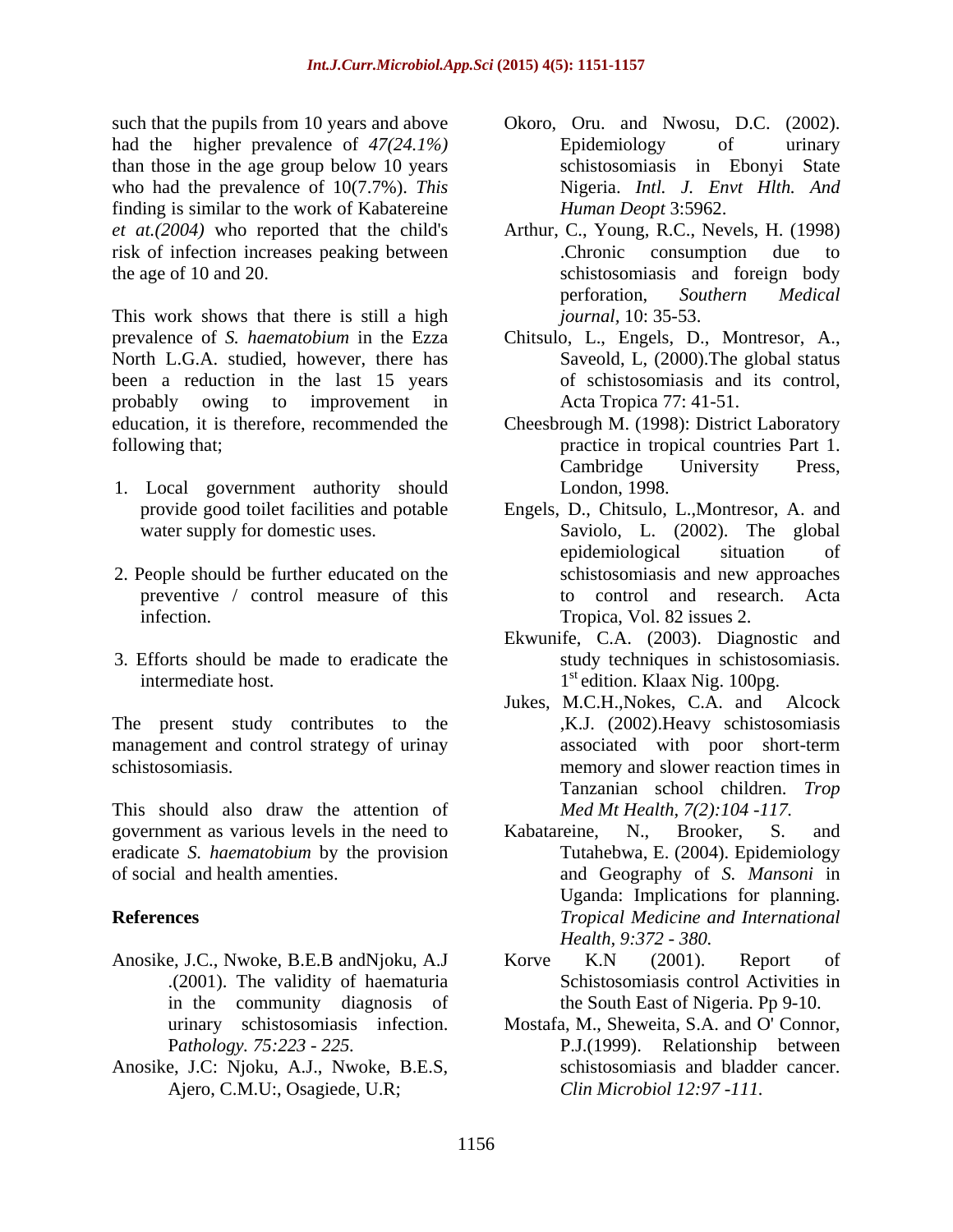such that the pupils from 10 years and above had the higher prevalence of *47(24.1%)* than those in the age group below 10 years who had the prevalence of 10(7.7%). *This* finding is similar to the work of Kabatereine *et at.(2004)* who reported that the child's risk of infection increases peaking between the age of 10 and 20.

This work shows that there is still a high prevalence of *S. haematobium* in the Ezza North L.G.A. studied, however, there has been a reduction in the last 15 years probably owing to improvement in education, it is therefore, recommended the following that;

1. Local government authority should provide good toilet facilities and potable water supply for domestic uses.
2. People should be further educated on the preventive / control measure of this infection.
3. Efforts should be made to eradicate the intermediate host.

The present study contributes to the management and control strategy of urinay schistosomiasis.

This should also draw the attention of government as various levels in the need to eradicate *S. haematobium* by the provision of social and health amenties.

## References

Anosike, J.C., Nwoke, B.E.B andNjoku, A.J .(2001). The validity of haematuria in the community diagnosis of urinary schistosomiasis infection. P*athology. 75:223 - 225.*

Anosike, J.C: Njoku, A.J., Nwoke, B.E.S, Ajero, C.M.U:, Osagiede, U.R;

Okoro, Oru. and Nwosu, D.C. (2002). Epidemiology of urinary schistosomiasis in Ebonyi State Nigeria. *Intl. J. Envt Hlth. And Human Deopt* 3:5962.

Arthur, C., Young, R.C., Nevels, H. (1998) .Chronic consumption due to schistosomiasis and foreign body perforation, *Southern Medical journal,* 10: 35-53.

Chitsulo, L., Engels, D., Montresor, A., Saveold, L, (2000).The global status of schistosomiasis and its control, Acta Tropica 77: 41-51.

Cheesbrough M. (1998): District Laboratory practice in tropical countries Part 1. Cambridge University Press, London, 1998.

Engels, D., Chitsulo, L.,Montresor, A. and Saviolo, L. (2002). The global epidemiological situation of schistosomiasis and new approaches to control and research. Acta Tropica, Vol. 82 issues 2.

Ekwunife, C.A. (2003). Diagnostic and study techniques in schistosomiasis. 1st edition. Klaax Nig. 100pg.

Jukes, M.C.H.,Nokes, C.A. and Alcock ,K.J. (2002).Heavy schistosomiasis associated with poor short-term memory and slower reaction times in Tanzanian school children. *Trop Med Mt Health, 7(2):104 -117.*

Kabatareine, N., Brooker, S. and Tutahebwa, E. (2004). Epidemiology and Geography of *S. Mansoni* in Uganda: Implications for planning. *Tropical Medicine and International Health, 9:372 - 380.*

Korve K.N (2001). Report of Schistosomiasis control Activities in the South East of Nigeria. Pp 9-10.

Mostafa, M., Sheweita, S.A. and O' Connor, P.J.(1999). Relationship between schistosomiasis and bladder cancer. *Clin Microbiol 12:97 -111.*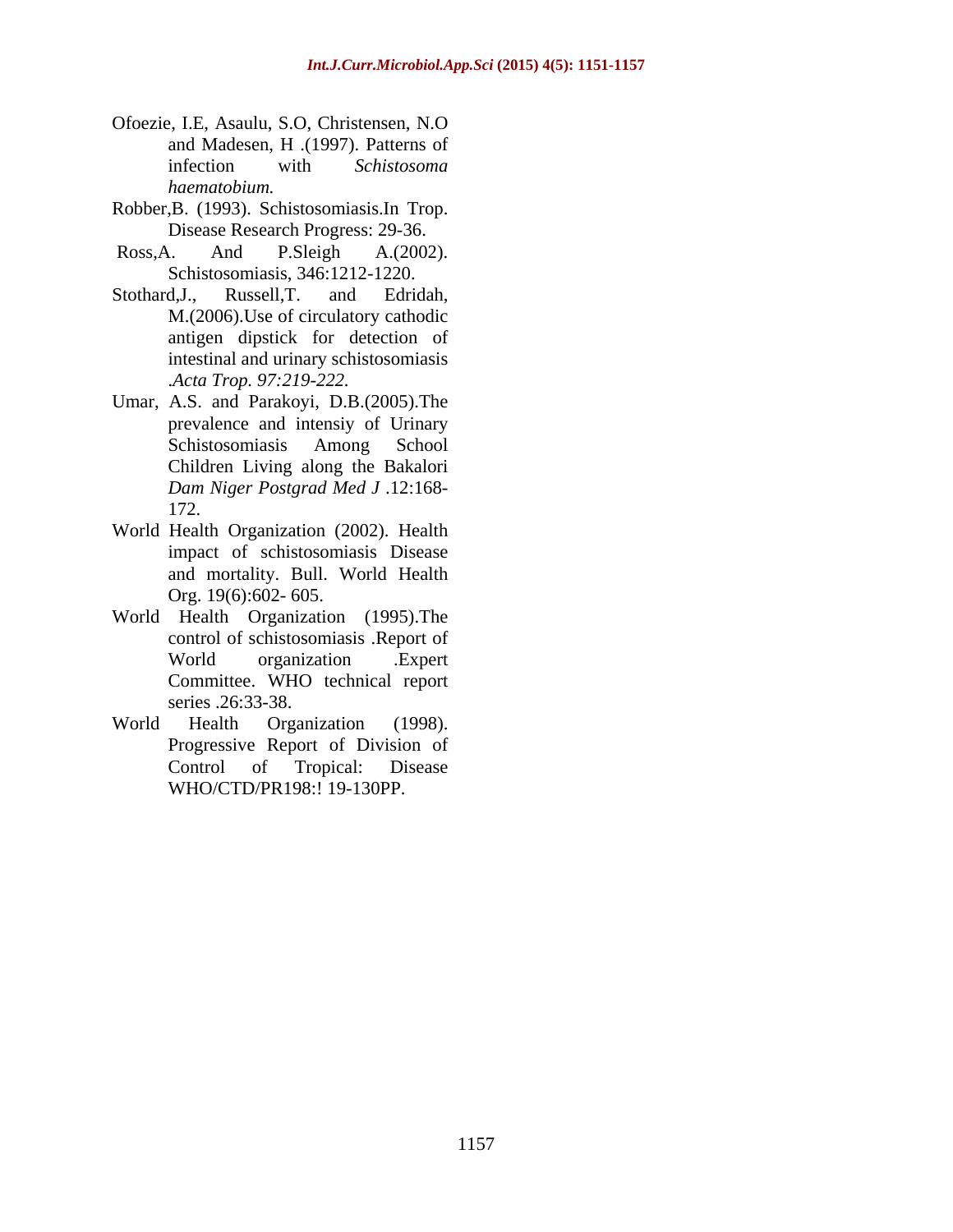Ofoezie, I.E, Asaulu, S.O, Christensen, N.O and Madesen, H .(1997). Patterns of infection with *Schistosoma haematobium.*

Robber,B. (1993). Schistosomiasis.In Trop. Disease Research Progress: 29-36.

Ross,A. And P.Sleigh A.(2002). Schistosomiasis, 346:1212-1220.

Stothard,J., Russell,T. and Edridah, M.(2006).Use of circulatory cathodic antigen dipstick for detection of intestinal and urinary schistosomiasis *.Acta Trop. 97:219-222.*

Umar, A.S. and Parakoyi, D.B.(2005).The prevalence and intensiy of Urinary Schistosomiasis Among School Children Living along the Bakalori *Dam Niger Postgrad Med J* .12:168-172.

World Health Organization (2002). Health impact of schistosomiasis Disease and mortality. Bull. World Health Org. 19(6):602- 605.

World Health Organization (1995).The control of schistosomiasis .Report of World organization .Expert Committee. WHO technical report series .26:33-38.

World Health Organization (1998). Progressive Report of Division of Control of Tropical: Disease WHO/CTD/PR198:! 19-130PP.